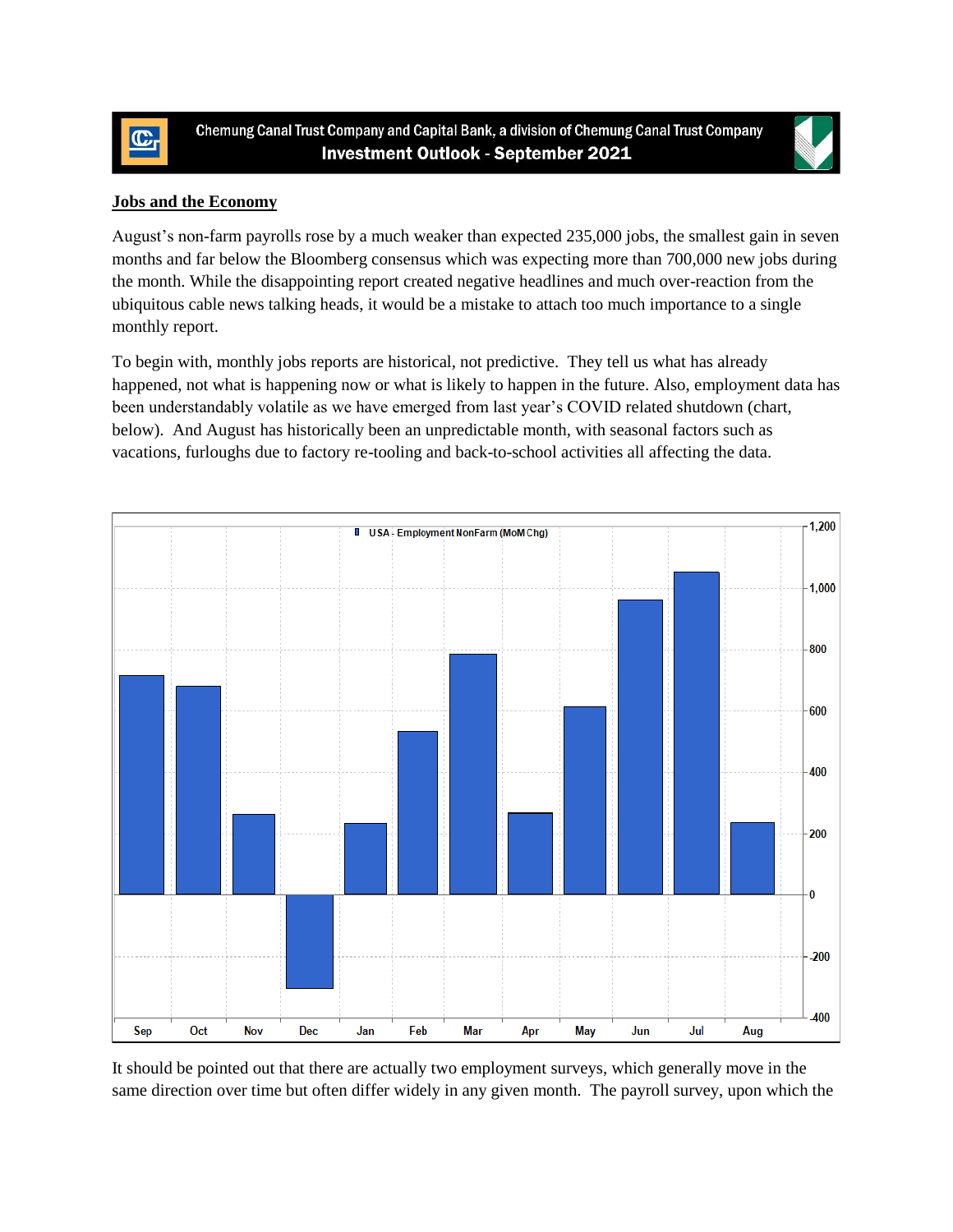Chemung Canal Trust Company and Capital Bank, a division of Chemung Canal Trust Company

**Investment Outlook - September 2021**

## Jobs and the Economy

August's non-farm payrolls rose by a much weaker than expected 235,000 jobs, the smallest gain in seven months and far below the Bloomberg consensus which was expecting more than 700,000 new jobs during the month. While the disappointing report created negative headlines and much over-reaction from the ubiquitous cable news talking heads, it would be a mistake to attach too much importance to a single monthly report.

To begin with, monthly jobs reports are historical, not predictive. They tell us what has already happened, not what is happening now or what is likely to happen in the future. Also, employment data has been understandably volatile as we have emerged from last year's COVID related shutdown (chart, below). And August has historically been an unpredictable month, with seasonal factors such as vacations, furloughs due to factory re-tooling and back-to-school activities all affecting the data.

USA - Employment NonFarm (MoM Chg)

1,200
1,000
800
600
400
200
0
-200
-400

Sep Oct Nov Dec Jan Feb Mar Apr May Jun Jul Aug

It should be pointed out that there are actually two employment surveys, which generally move in the same direction over time but often differ widely in any given month. The payroll survey, upon which the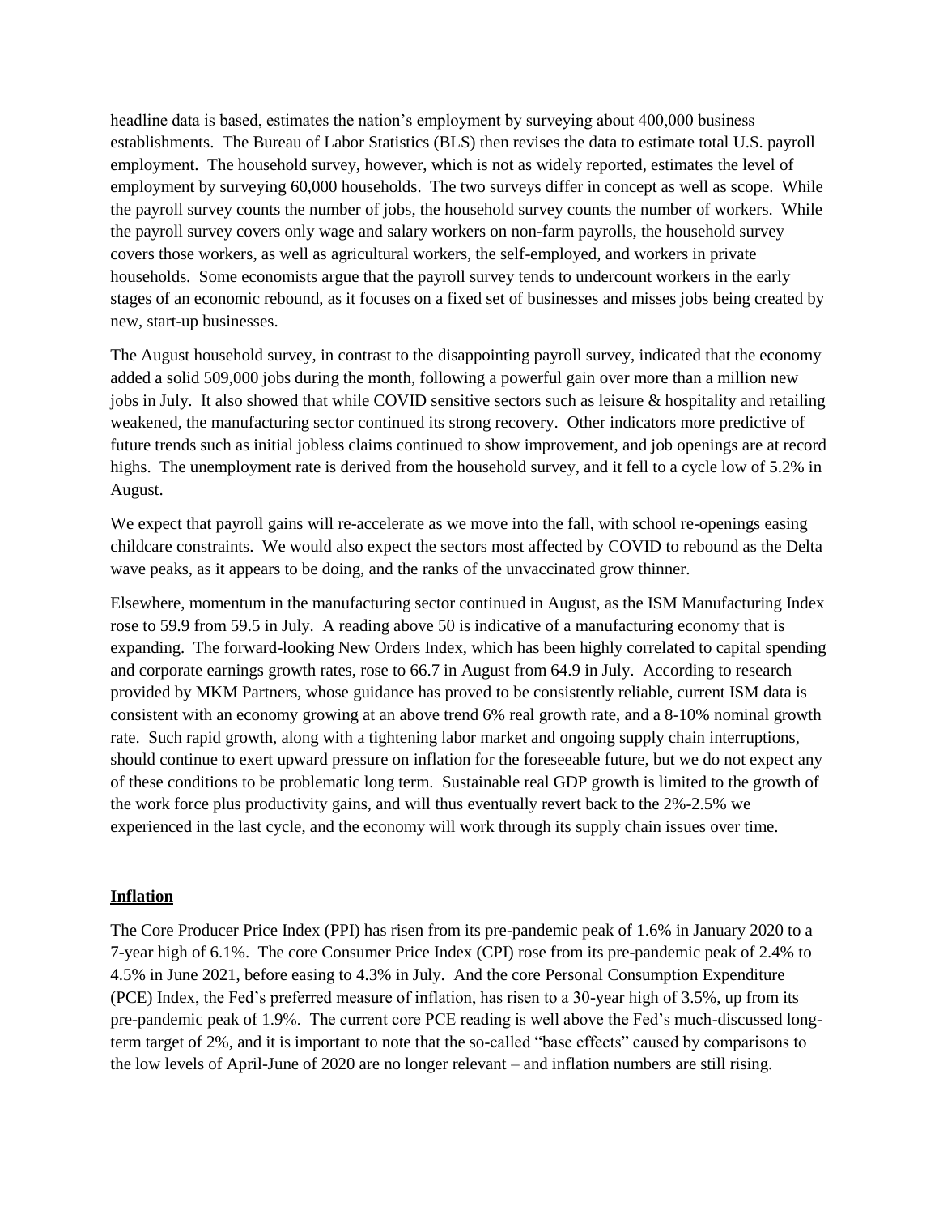headline data is based, estimates the nation's employment by surveying about 400,000 business establishments. The Bureau of Labor Statistics (BLS) then revises the data to estimate total U.S. payroll employment. The household survey, however, which is not as widely reported, estimates the level of employment by surveying 60,000 households. The two surveys differ in concept as well as scope. While the payroll survey counts the number of jobs, the household survey counts the number of workers. While the payroll survey covers only wage and salary workers on non-farm payrolls, the household survey covers those workers, as well as agricultural workers, the self-employed, and workers in private households. Some economists argue that the payroll survey tends to undercount workers in the early stages of an economic rebound, as it focuses on a fixed set of businesses and misses jobs being created by new, start-up businesses.

The August household survey, in contrast to the disappointing payroll survey, indicated that the economy added a solid 509,000 jobs during the month, following a powerful gain over more than a million new jobs in July. It also showed that while COVID sensitive sectors such as leisure & hospitality and retailing weakened, the manufacturing sector continued its strong recovery. Other indicators more predictive of future trends such as initial jobless claims continued to show improvement, and job openings are at record highs. The unemployment rate is derived from the household survey, and it fell to a cycle low of 5.2% in August.

We expect that payroll gains will re-accelerate as we move into the fall, with school re-openings easing childcare constraints. We would also expect the sectors most affected by COVID to rebound as the Delta wave peaks, as it appears to be doing, and the ranks of the unvaccinated grow thinner.

Elsewhere, momentum in the manufacturing sector continued in August, as the ISM Manufacturing Index rose to 59.9 from 59.5 in July. A reading above 50 is indicative of a manufacturing economy that is expanding. The forward-looking New Orders Index, which has been highly correlated to capital spending and corporate earnings growth rates, rose to 66.7 in August from 64.9 in July. According to research provided by MKM Partners, whose guidance has proved to be consistently reliable, current ISM data is consistent with an economy growing at an above trend 6% real growth rate, and a 8-10% nominal growth rate. Such rapid growth, along with a tightening labor market and ongoing supply chain interruptions, should continue to exert upward pressure on inflation for the foreseeable future, but we do not expect any of these conditions to be problematic long term. Sustainable real GDP growth is limited to the growth of the work force plus productivity gains, and will thus eventually revert back to the 2%-2.5% we experienced in the last cycle, and the economy will work through its supply chain issues over time.

## Inflation

The Core Producer Price Index (PPI) has risen from its pre-pandemic peak of 1.6% in January 2020 to a 7-year high of 6.1%. The core Consumer Price Index (CPI) rose from its pre-pandemic peak of 2.4% to 4.5% in June 2021, before easing to 4.3% in July. And the core Personal Consumption Expenditure (PCE) Index, the Fed's preferred measure of inflation, has risen to a 30-year high of 3.5%, up from its pre-pandemic peak of 1.9%. The current core PCE reading is well above the Fed's much-discussed long-term target of 2%, and it is important to note that the so-called "base effects" caused by comparisons to the low levels of April-June of 2020 are no longer relevant – and inflation numbers are still rising.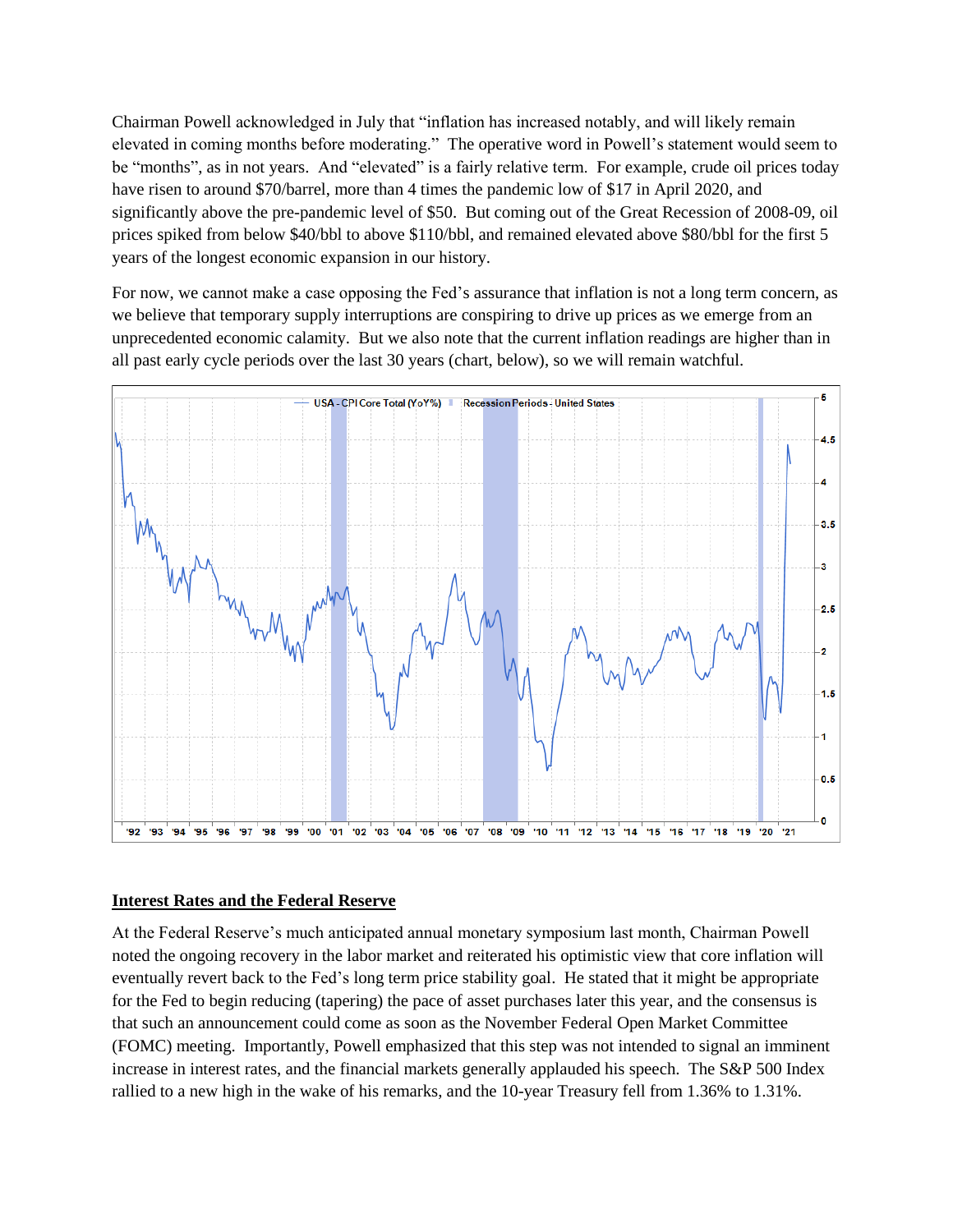Chairman Powell acknowledged in July that "inflation has increased notably, and will likely remain elevated in coming months before moderating." The operative word in Powell's statement would seem to be "months", as in not years. And "elevated" is a fairly relative term. For example, crude oil prices today have risen to around $70/barrel, more than 4 times the pandemic low of $17 in April 2020, and significantly above the pre-pandemic level of $50. But coming out of the Great Recession of 2008-09, oil prices spiked from below $40/bbl to above $110/bbl, and remained elevated above $80/bbl for the first 5 years of the longest economic expansion in our history.

For now, we cannot make a case opposing the Fed's assurance that inflation is not a long term concern, as we believe that temporary supply interruptions are conspiring to drive up prices as we emerge from an unprecedented economic calamity. But we also note that the current inflation readings are higher than in all past early cycle periods over the last 30 years (chart, below), so we will remain watchful.

USA - CPI Core Total (YoY%)
Recession Periods - United States

5
4.5
4
3.5
3
2.5
2
1.5
1
0.5
0

'92 '93 '94 '95 '96 '97 '98 '99 '00 '01 '02 '03 '04 '05 '06 '07 '08 '09 '10 '11 '12 '13 '14 '15 '16 '17 '18 '19 '20 '21

## **Interest Rates and the Federal Reserve**

At the Federal Reserve's much anticipated annual monetary symposium last month, Chairman Powell noted the ongoing recovery in the labor market and reiterated his optimistic view that core inflation will eventually revert back to the Fed's long term price stability goal. He stated that it might be appropriate for the Fed to begin reducing (tapering) the pace of asset purchases later this year, and the consensus is that such an announcement could come as soon as the November Federal Open Market Committee (FOMC) meeting. Importantly, Powell emphasized that this step was not intended to signal an imminent increase in interest rates, and the financial markets generally applauded his speech. The S&P 500 Index rallied to a new high in the wake of his remarks, and the 10-year Treasury fell from 1.36% to 1.31%.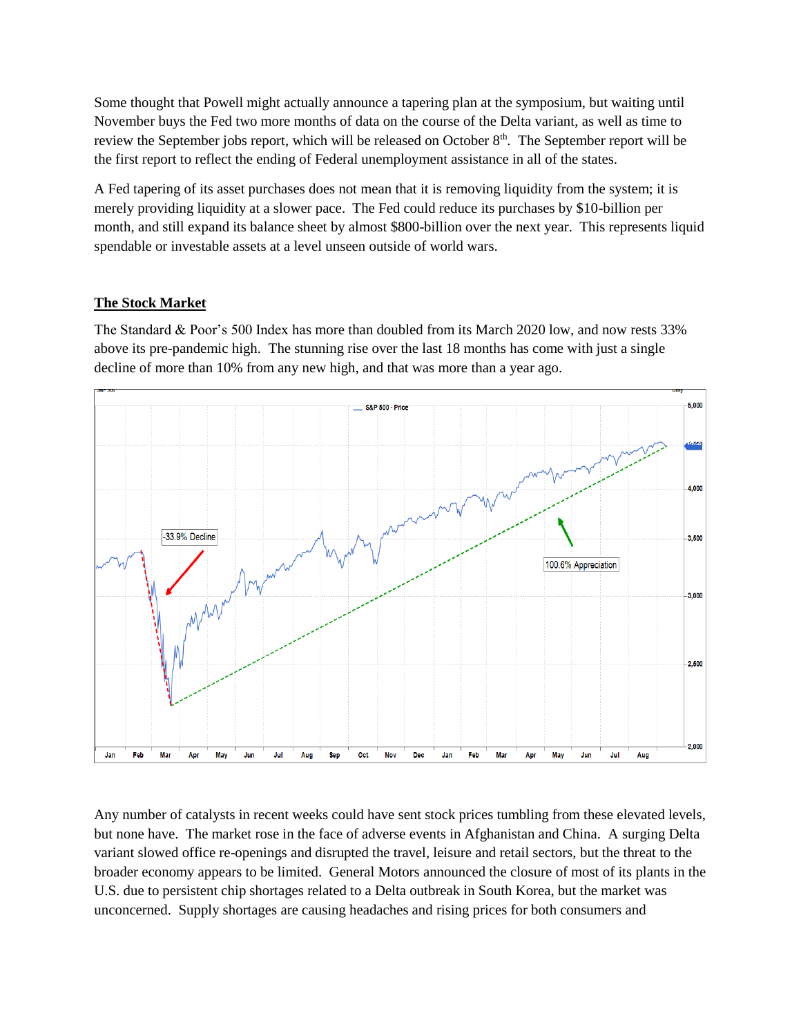Some thought that Powell might actually announce a tapering plan at the symposium, but waiting until November buys the Fed two more months of data on the course of the Delta variant, as well as time to review the September jobs report, which will be released on October 8th. The September report will be the first report to reflect the ending of Federal unemployment assistance in all of the states.

A Fed tapering of its asset purchases does not mean that it is removing liquidity from the system; it is merely providing liquidity at a slower pace. The Fed could reduce its purchases by $10-billion per month, and still expand its balance sheet by almost $800-billion over the next year. This represents liquid spendable or investable assets at a level unseen outside of world wars.

## The Stock Market

The Standard & Poor's 500 Index has more than doubled from its March 2020 low, and now rests 33% above its pre-pandemic high. The stunning rise over the last 18 months has come with just a single decline of more than 10% from any new high, and that was more than a year ago.

Any number of catalysts in recent weeks could have sent stock prices tumbling from these elevated levels, but none have. The market rose in the face of adverse events in Afghanistan and China. A surging Delta variant slowed office re-openings and disrupted the travel, leisure and retail sectors, but the threat to the broader economy appears to be limited. General Motors announced the closure of most of its plants in the U.S. due to persistent chip shortages related to a Delta outbreak in South Korea, but the market was unconcerned. Supply shortages are causing headaches and rising prices for both consumers and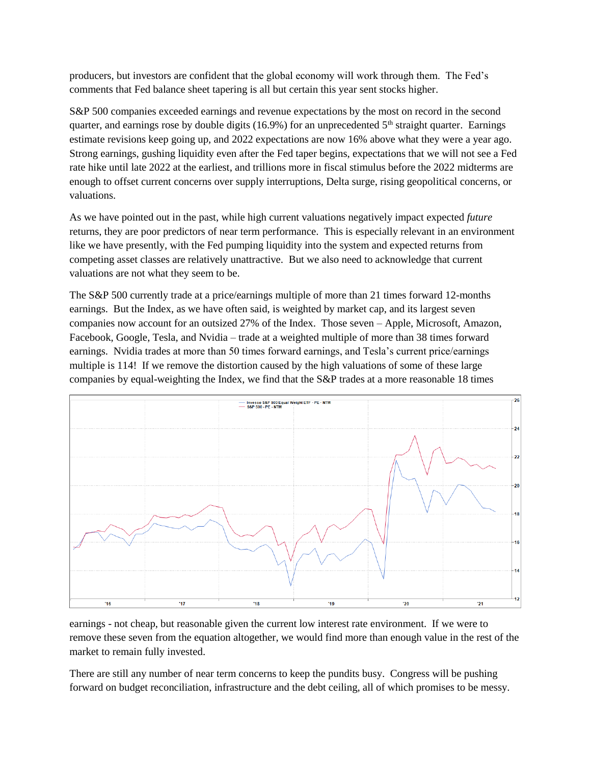producers, but investors are confident that the global economy will work through them. The Fed's comments that Fed balance sheet tapering is all but certain this year sent stocks higher.

S&P 500 companies exceeded earnings and revenue expectations by the most on record in the second quarter, and earnings rose by double digits (16.9%) for an unprecedented 5th straight quarter. Earnings estimate revisions keep going up, and 2022 expectations are now 16% above what they were a year ago. Strong earnings, gushing liquidity even after the Fed taper begins, expectations that we will not see a Fed rate hike until late 2022 at the earliest, and trillions more in fiscal stimulus before the 2022 midterms are enough to offset current concerns over supply interruptions, Delta surge, rising geopolitical concerns, or valuations.

As we have pointed out in the past, while high current valuations negatively impact expected *future* returns, they are poor predictors of near term performance. This is especially relevant in an environment like we have presently, with the Fed pumping liquidity into the system and expected returns from competing asset classes are relatively unattractive. But we also need to acknowledge that current valuations are not what they seem to be.

The S&P 500 currently trade at a price/earnings multiple of more than 21 times forward 12-months earnings. But the Index, as we have often said, is weighted by market cap, and its largest seven companies now account for an outsized 27% of the Index. Those seven – Apple, Microsoft, Amazon, Facebook, Google, Tesla, and Nvidia – trade at a weighted multiple of more than 38 times forward earnings. Nvidia trades at more than 50 times forward earnings, and Tesla's current price/earnings multiple is 114! If we remove the distortion caused by the high valuations of some of these large companies by equal-weighting the Index, we find that the S&P trades at a more reasonable 18 times

Invesco S&P 500 Equal Weight ETF - PE - NTM
S&P 500 - PE - NTM

26
24
22
20
18
16
14
12

'16
'17
'18
'19
'20
'21

earnings - not cheap, but reasonable given the current low interest rate environment. If we were to remove these seven from the equation altogether, we would find more than enough value in the rest of the market to remain fully invested.

There are still any number of near term concerns to keep the pundits busy. Congress will be pushing forward on budget reconciliation, infrastructure and the debt ceiling, all of which promises to be messy.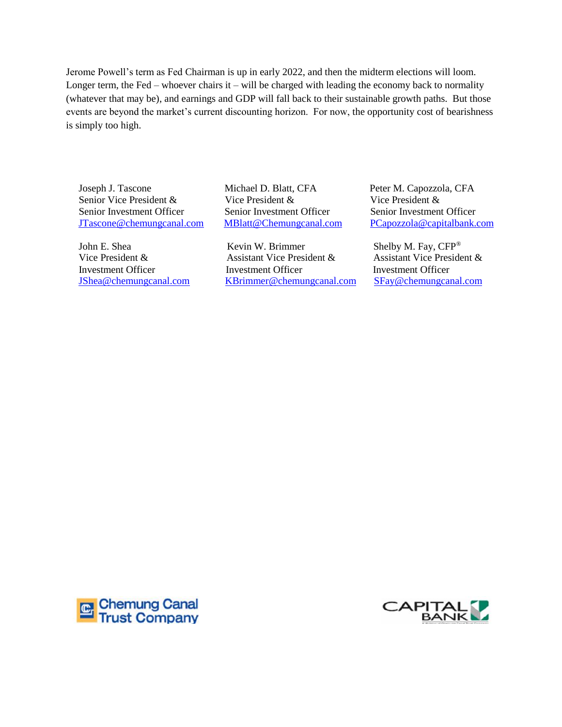Jerome Powell's term as Fed Chairman is up in early 2022, and then the midterm elections will loom. Longer term, the Fed – whoever chairs it – will be charged with leading the economy back to normality (whatever that may be), and earnings and GDP will fall back to their sustainable growth paths. But those events are beyond the market's current discounting horizon. For now, the opportunity cost of bearishness is simply too high.

Joseph J. Tascone
Senior Vice President &
Senior Investment Officer
JTascone@chemungcanal.com

Michael D. Blatt, CFA
Vice President &
Senior Investment Officer
MBlatt@Chemungcanal.com

Peter M. Capozzola, CFA
Vice President &
Senior Investment Officer
PCapozzola@capitalbank.com

John E. Shea
Vice President &
Investment Officer
JShea@chemungcanal.com

Kevin W. Brimmer
Assistant Vice President &
Investment Officer
KBrimmer@chemungcanal.com

Shelby M. Fay, CFP®
Assistant Vice President &
Investment Officer
SFay@chemungcanal.com

Chemung Canal Trust Company

CAPITAL BANK